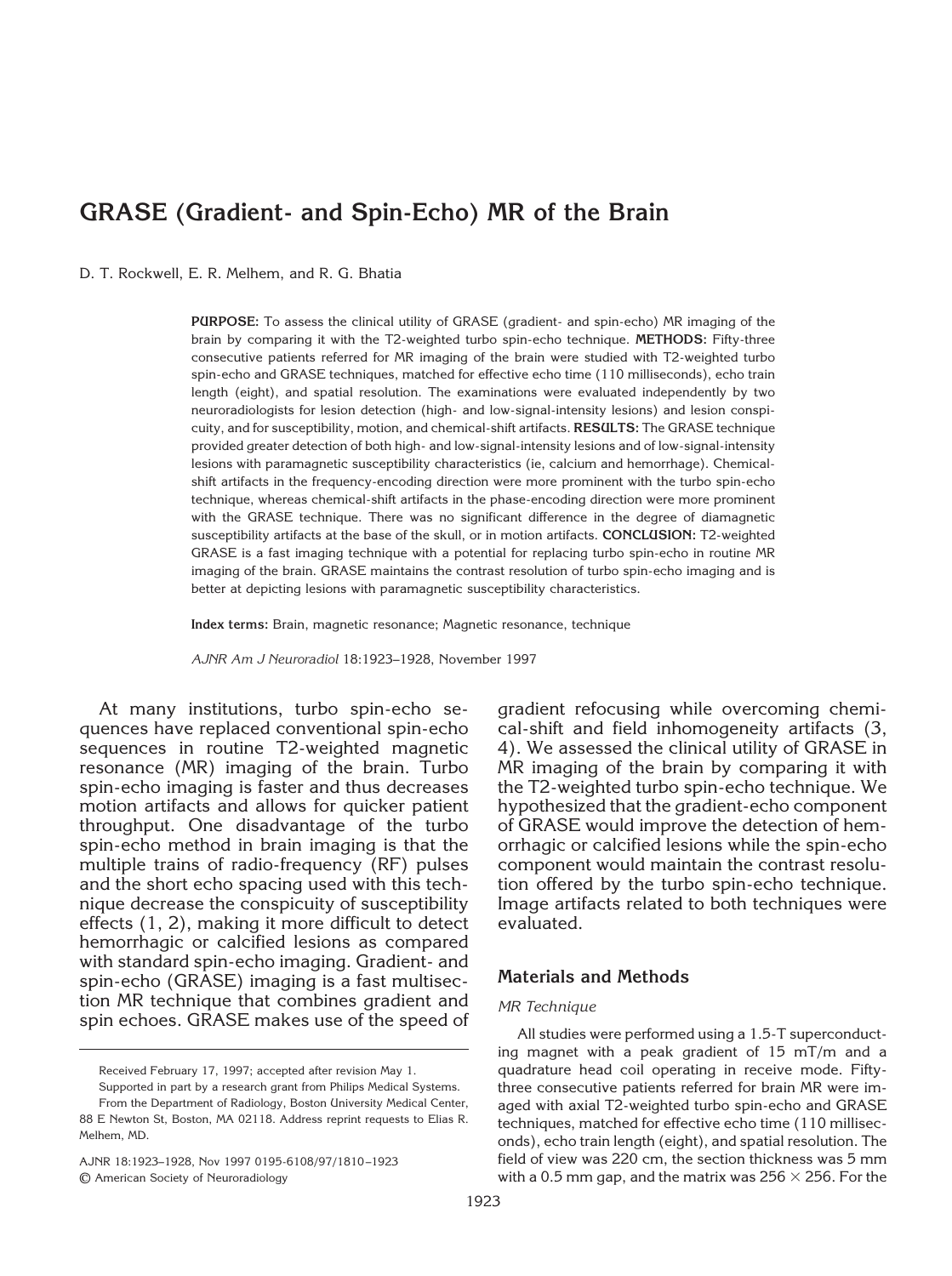# GRASE (Gradient- and Spin-Echo) MR of the Brain

D. T. Rockwell, E. R. Melhem, and R. G. Bhatia

**PURPOSE:** To assess the clinical utility of GRASE (gradient- and spin-echo) MR imaging of the brain by comparing it with the T2-weighted turbo spin-echo technique. **METHODS:** Fifty-three consecutive patients referred for MR imaging of the brain were studied with T2-weighted turbo spin-echo and GRASE techniques, matched for effective echo time (110 milliseconds), echo train length (eight), and spatial resolution. The examinations were evaluated independently by two neuroradiologists for lesion detection (high- and low-signal-intensity lesions) and lesion conspicuity, and for susceptibility, motion, and chemical-shift artifacts. **RESULTS:** The GRASE technique provided greater detection of both high- and low-signal-intensity lesions and of low-signal-intensity lesions with paramagnetic susceptibility characteristics (ie, calcium and hemorrhage). Chemical-shift artifacts in the frequency-encoding direction were more prominent with the turbo spin-echo technique, whereas chemical-shift artifacts in the phase-encoding direction were more prominent with the GRASE technique. There was no significant difference in the degree of diamagnetic susceptibility artifacts at the base of the skull, or in motion artifacts. **CONCLUSION:** T2-weighted GRASE is a fast imaging technique with a potential for replacing turbo spin-echo in routine MR imaging of the brain. GRASE maintains the contrast resolution of turbo spin-echo imaging and is better at depicting lesions with paramagnetic susceptibility characteristics.

**Index terms:** Brain, magnetic resonance; Magnetic resonance, technique

*AJNR Am J Neuroradiol* 18:1923–1928, November 1997

At many institutions, turbo spin-echo sequences have replaced conventional spin-echo sequences in routine T2-weighted magnetic resonance (MR) imaging of the brain. Turbo spin-echo imaging is faster and thus decreases motion artifacts and allows for quicker patient throughput. One disadvantage of the turbo spin-echo method in brain imaging is that the multiple trains of radio-frequency (RF) pulses and the short echo spacing used with this technique decrease the conspicuity of susceptibility effects (1, 2), making it more difficult to detect hemorrhagic or calcified lesions as compared with standard spin-echo imaging. Gradient- and spin-echo (GRASE) imaging is a fast multisection MR technique that combines gradient and spin echoes. GRASE makes use of the speed of gradient refocusing while overcoming chemical-shift and field inhomogeneity artifacts (3, 4). We assessed the clinical utility of GRASE in MR imaging of the brain by comparing it with the T2-weighted turbo spin-echo technique. We hypothesized that the gradient-echo component of GRASE would improve the detection of hemorrhagic or calcified lesions while the spin-echo component would maintain the contrast resolution offered by the turbo spin-echo technique. Image artifacts related to both techniques were evaluated.

Received February 17, 1997; accepted after revision May 1.

Supported in part by a research grant from Philips Medical Systems.

From the Department of Radiology, Boston University Medical Center, 88 E Newton St, Boston, MA 02118. Address reprint requests to Elias R. Melhem, MD.

AJNR 18:1923–1928, Nov 1997 0195-6108/97/1810–1923
© American Society of Neuroradiology

## Materials and Methods

### MR Technique

All studies were performed using a 1.5-T superconducting magnet with a peak gradient of 15 mT/m and a quadrature head coil operating in receive mode. Fifty-three consecutive patients referred for brain MR were imaged with axial T2-weighted turbo spin-echo and GRASE techniques, matched for effective echo time (110 milliseconds), echo train length (eight), and spatial resolution. The field of view was 220 cm, the section thickness was 5 mm with a 0.5 mm gap, and the matrix was 256 × 256. For the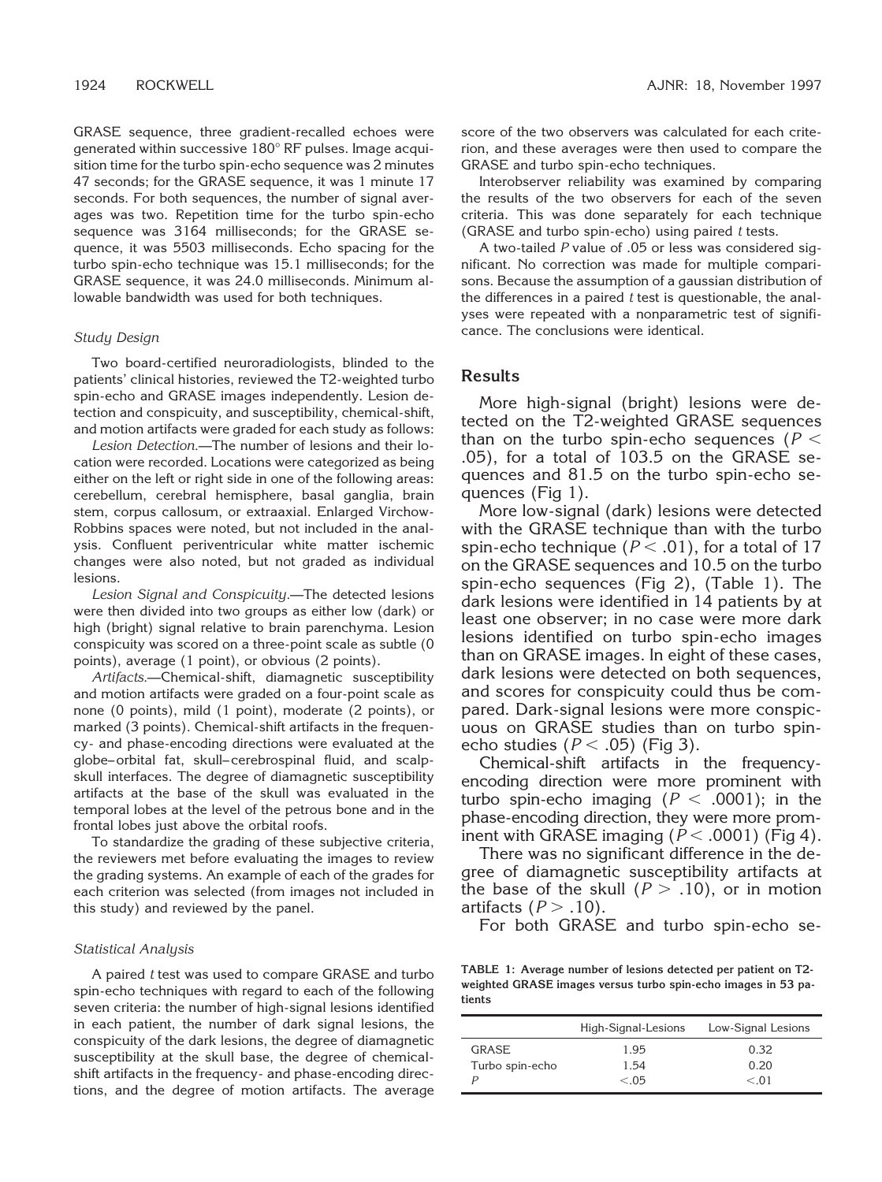GRASE sequence, three gradient-recalled echoes were generated within successive 180° RF pulses. Image acquisition time for the turbo spin-echo sequence was 2 minutes 47 seconds; for the GRASE sequence, it was 1 minute 17 seconds. For both sequences, the number of signal averages was two. Repetition time for the turbo spin-echo sequence was 3164 milliseconds; for the GRASE sequence, it was 5503 milliseconds. Echo spacing for the turbo spin-echo technique was 15.1 milliseconds; for the GRASE sequence, it was 24.0 milliseconds. Minimum allowable bandwidth was used for both techniques.

### *Study Design*

Two board-certified neuroradiologists, blinded to the patients' clinical histories, reviewed the T2-weighted turbo spin-echo and GRASE images independently. Lesion detection and conspicuity, and susceptibility, chemical-shift, and motion artifacts were graded for each study as follows:

*Lesion Detection.*—The number of lesions and their location were recorded. Locations were categorized as being either on the left or right side in one of the following areas: cerebellum, cerebral hemisphere, basal ganglia, brain stem, corpus callosum, or extraaxial. Enlarged Virchow-Robbins spaces were noted, but not included in the analysis. Confluent periventricular white matter ischemic changes were also noted, but not graded as individual lesions.

*Lesion Signal and Conspicuity.*—The detected lesions were then divided into two groups as either low (dark) or high (bright) signal relative to brain parenchyma. Lesion conspicuity was scored on a three-point scale as subtle (0 points), average (1 point), or obvious (2 points).

*Artifacts.*—Chemical-shift, diamagnetic susceptibility and motion artifacts were graded on a four-point scale as none (0 points), mild (1 point), moderate (2 points), or marked (3 points). Chemical-shift artifacts in the frequency- and phase-encoding directions were evaluated at the globe–orbital fat, skull–cerebrospinal fluid, and scalp-skull interfaces. The degree of diamagnetic susceptibility artifacts at the base of the skull was evaluated in the temporal lobes at the level of the petrous bone and in the frontal lobes just above the orbital roofs.

To standardize the grading of these subjective criteria, the reviewers met before evaluating the images to review the grading systems. An example of each of the grades for each criterion was selected (from images not included in this study) and reviewed by the panel.

### *Statistical Analysis*

A paired *t* test was used to compare GRASE and turbo spin-echo techniques with regard to each of the following seven criteria: the number of high-signal lesions identified in each patient, the number of dark signal lesions, the conspicuity of the dark lesions, the degree of diamagnetic susceptibility at the skull base, the degree of chemical-shift artifacts in the frequency- and phase-encoding directions, and the degree of motion artifacts. The average score of the two observers was calculated for each criterion, and these averages were then used to compare the GRASE and turbo spin-echo techniques.

Interobserver reliability was examined by comparing the results of the two observers for each of the seven criteria. This was done separately for each technique (GRASE and turbo spin-echo) using paired *t* tests.

A two-tailed *P* value of .05 or less was considered significant. No correction was made for multiple comparisons. Because the assumption of a gaussian distribution of the differences in a paired *t* test is questionable, the analyses were repeated with a nonparametric test of significance. The conclusions were identical.

## Results

More high-signal (bright) lesions were detected on the T2-weighted GRASE sequences than on the turbo spin-echo sequences ($P < .05$), for a total of 103.5 on the GRASE sequences and 81.5 on the turbo spin-echo sequences (Fig 1).

More low-signal (dark) lesions were detected with the GRASE technique than with the turbo spin-echo technique ($P < .01$), for a total of 17 on the GRASE sequences and 10.5 on the turbo spin-echo sequences (Fig 2), (Table 1). The dark lesions were identified in 14 patients by at least one observer; in no case were more dark lesions identified on turbo spin-echo images than on GRASE images. In eight of these cases, dark lesions were detected on both sequences, and scores for conspicuity could thus be compared. Dark-signal lesions were more conspicuous on GRASE studies than on turbo spin-echo studies ($P < .05$) (Fig 3).

Chemical-shift artifacts in the frequency-encoding direction were more prominent with turbo spin-echo imaging ($P < .0001$); in the phase-encoding direction, they were more prominent with GRASE imaging ($P < .0001$) (Fig 4).

There was no significant difference in the degree of diamagnetic susceptibility artifacts at the base of the skull ($P > .10$), or in motion artifacts ($P > .10$).

For both GRASE and turbo spin-echo se-

**TABLE 1: Average number of lesions detected per patient on T2-weighted GRASE images versus turbo spin-echo images in 53 patients**

| | High-Signal-Lesions | Low-Signal Lesions |
|---|---|---|
| GRASE | 1.95 | 0.32 |
| Turbo spin-echo | 1.54 | 0.20 |
| *P* | <.05 | <.01 |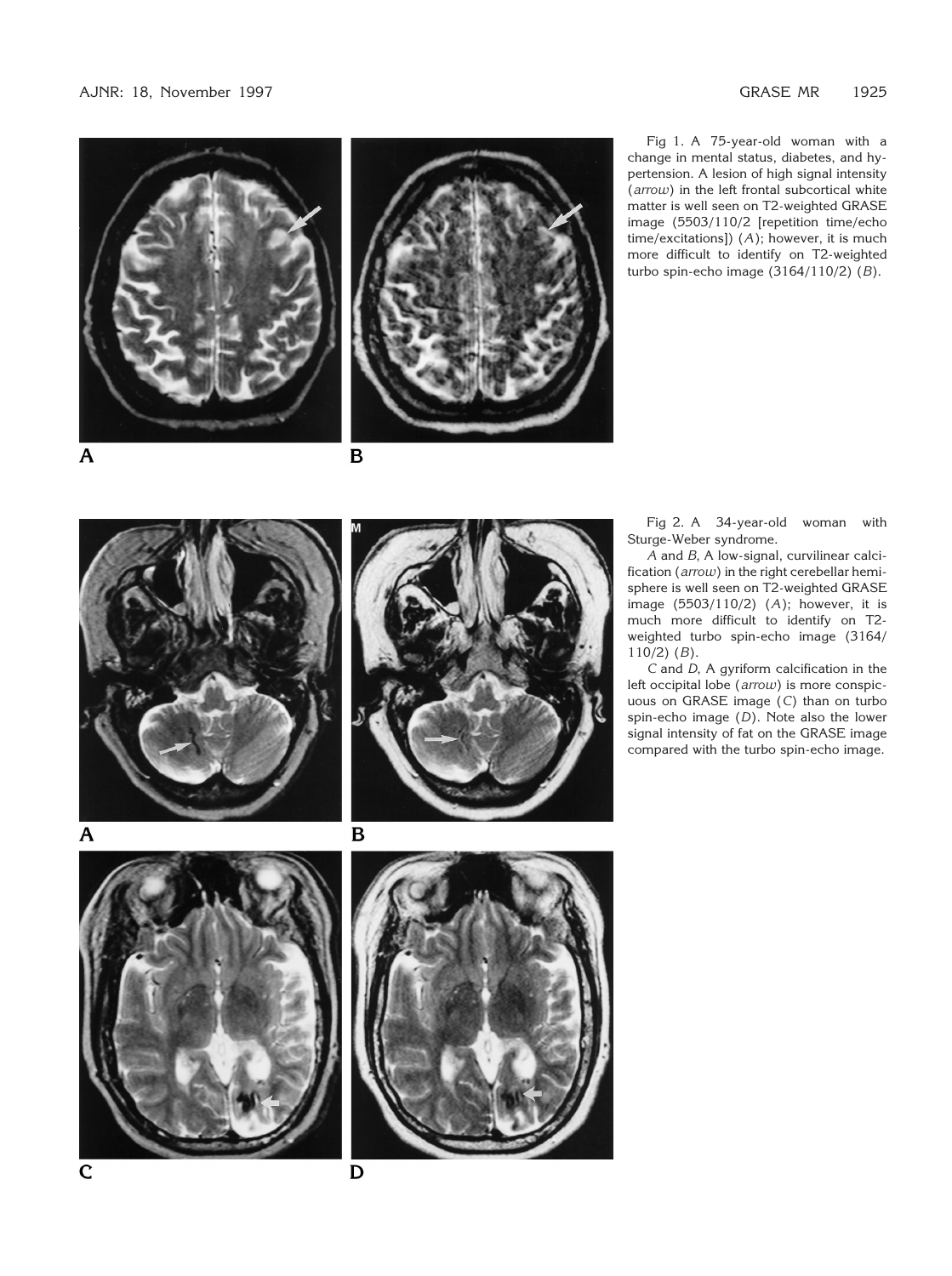Fig 1. A 75-year-old woman with a change in mental status, diabetes, and hypertension. A lesion of high signal intensity (*arrow*) in the left frontal subcortical white matter is well seen on T2-weighted GRASE image (5503/110/2 [repetition time/echo time/excitations]) (*A*); however, it is much more difficult to identify on T2-weighted turbo spin-echo image (3164/110/2) (*B*).

Fig 2. A 34-year-old woman with Sturge-Weber syndrome.

*A* and *B*, A low-signal, curvilinear calcification (*arrow*) in the right cerebellar hemisphere is well seen on T2-weighted GRASE image (5503/110/2) (*A*); however, it is much more difficult to identify on T2-weighted turbo spin-echo image (3164/110/2) (*B*).

*C* and *D*, A gyriform calcification in the left occipital lobe (*arrow*) is more conspicuous on GRASE image (*C*) than on turbo spin-echo image (*D*). Note also the lower signal intensity of fat on the GRASE image compared with the turbo spin-echo image.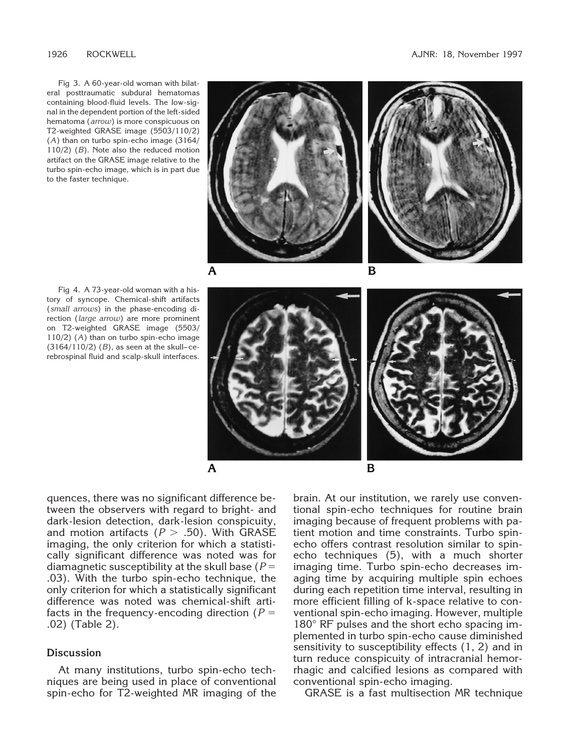Fig 3. A 60-year-old woman with bilateral posttraumatic subdural hematomas containing blood-fluid levels. The low-signal in the dependent portion of the left-sided hematoma (*arrow*) is more conspicuous on T2-weighted GRASE image (5503/110/2) (*A*) than on turbo spin-echo image (3164/110/2) (*B*). Note also the reduced motion artifact on the GRASE image relative to the turbo spin-echo image, which is in part due to the faster technique.

Fig 4. A 73-year-old woman with a history of syncope. Chemical-shift artifacts (*small arrows*) in the phase-encoding direction (*large arrow*) are more prominent on T2-weighted GRASE image (5503/110/2) (*A*) than on turbo spin-echo image (3164/110/2) (*B*), as seen at the skull–cerebrospinal fluid and scalp-skull interfaces.

quences, there was no significant difference between the observers with regard to bright- and dark-lesion detection, dark-lesion conspicuity, and motion artifacts ($P > .50$). With GRASE imaging, the only criterion for which a statistically significant difference was noted was for diamagnetic susceptibility at the skull base ($P = .03$). With the turbo spin-echo technique, the only criterion for which a statistically significant difference was noted was chemical-shift artifacts in the frequency-encoding direction ($P = .02$) (Table 2).

## Discussion

At many institutions, turbo spin-echo techniques are being used in place of conventional spin-echo for T2-weighted MR imaging of the brain. At our institution, we rarely use conventional spin-echo techniques for routine brain imaging because of frequent problems with patient motion and time constraints. Turbo spin-echo offers contrast resolution similar to spin-echo techniques (5), with a much shorter imaging time. Turbo spin-echo decreases imaging time by acquiring multiple spin echoes during each repetition time interval, resulting in more efficient filling of k-space relative to conventional spin-echo imaging. However, multiple 180° RF pulses and the short echo spacing implemented in turbo spin-echo cause diminished sensitivity to susceptibility effects (1, 2) and in turn reduce conspicuity of intracranial hemorrhagic and calcified lesions as compared with conventional spin-echo imaging.

GRASE is a fast multisection MR technique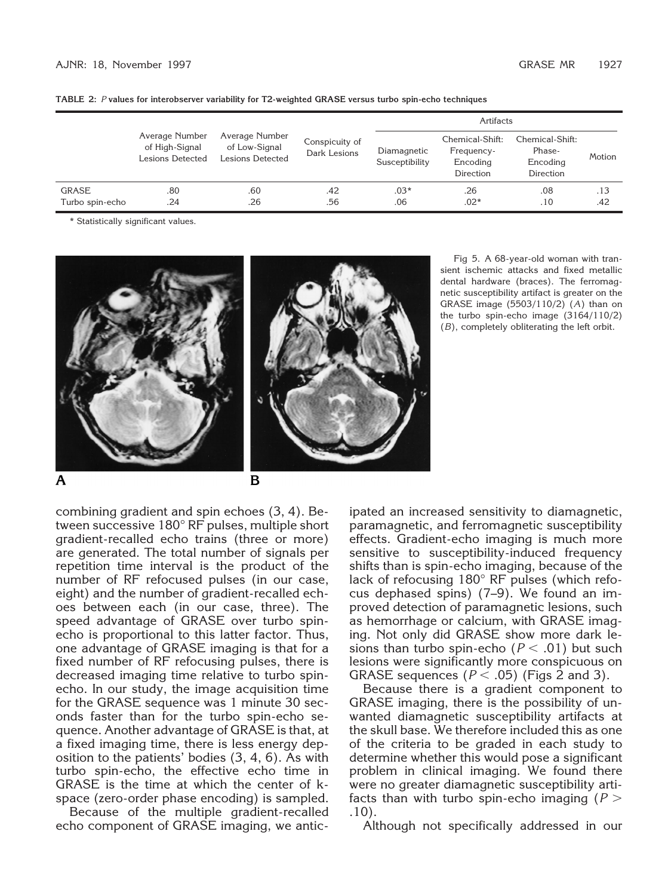**TABLE 2:** *P* **values for interobserver variability for T2-weighted GRASE versus turbo spin-echo techniques**

| | Average Number of High-Signal Lesions Detected | Average Number of Low-Signal Lesions Detected | Conspicuity of Dark Lesions | Artifacts | | | |
|---|---|---|---|---|---|---|---|
| | | | | Diamagnetic Susceptibility | Chemical-Shift: Frequency-Encoding Direction | Chemical-Shift: Phase-Encoding Direction | Motion |
| GRASE | .80 | .60 | .42 | .03* | .26 | .08 | .13 |
| Turbo spin-echo | .24 | .26 | .56 | .06 | .02* | .10 | .42 |

\* Statistically significant values.

Fig 5. A 68-year-old woman with transient ischemic attacks and fixed metallic dental hardware (braces). The ferromagnetic susceptibility artifact is greater on the GRASE image (5503/110/2) (*A*) than on the turbo spin-echo image (3164/110/2) (*B*), completely obliterating the left orbit.

combining gradient and spin echoes (3, 4). Between successive 180° RF pulses, multiple short gradient-recalled echo trains (three or more) are generated. The total number of signals per repetition time interval is the product of the number of RF refocused pulses (in our case, eight) and the number of gradient-recalled echoes between each (in our case, three). The speed advantage of GRASE over turbo spin-echo is proportional to this latter factor. Thus, one advantage of GRASE imaging is that for a fixed number of RF refocusing pulses, there is decreased imaging time relative to turbo spin-echo. In our study, the image acquisition time for the GRASE sequence was 1 minute 30 seconds faster than for the turbo spin-echo sequence. Another advantage of GRASE is that, at a fixed imaging time, there is less energy deposition to the patients' bodies (3, 4, 6). As with turbo spin-echo, the effective echo time in GRASE is the time at which the center of k-space (zero-order phase encoding) is sampled.

Because of the multiple gradient-recalled echo component of GRASE imaging, we anticipated an increased sensitivity to diamagnetic, paramagnetic, and ferromagnetic susceptibility effects. Gradient-echo imaging is much more sensitive to susceptibility-induced frequency shifts than is spin-echo imaging, because of the lack of refocusing 180° RF pulses (which refocus dephased spins) (7–9). We found an improved detection of paramagnetic lesions, such as hemorrhage or calcium, with GRASE imaging. Not only did GRASE show more dark lesions than turbo spin-echo ($P < .01$) but such lesions were significantly more conspicuous on GRASE sequences ($P < .05$) (Figs 2 and 3).

Because there is a gradient component to GRASE imaging, there is the possibility of unwanted diamagnetic susceptibility artifacts at the skull base. We therefore included this as one of the criteria to be graded in each study to determine whether this would pose a significant problem in clinical imaging. We found there were no greater diamagnetic susceptibility artifacts than with turbo spin-echo imaging ($P > .10$).

Although not specifically addressed in our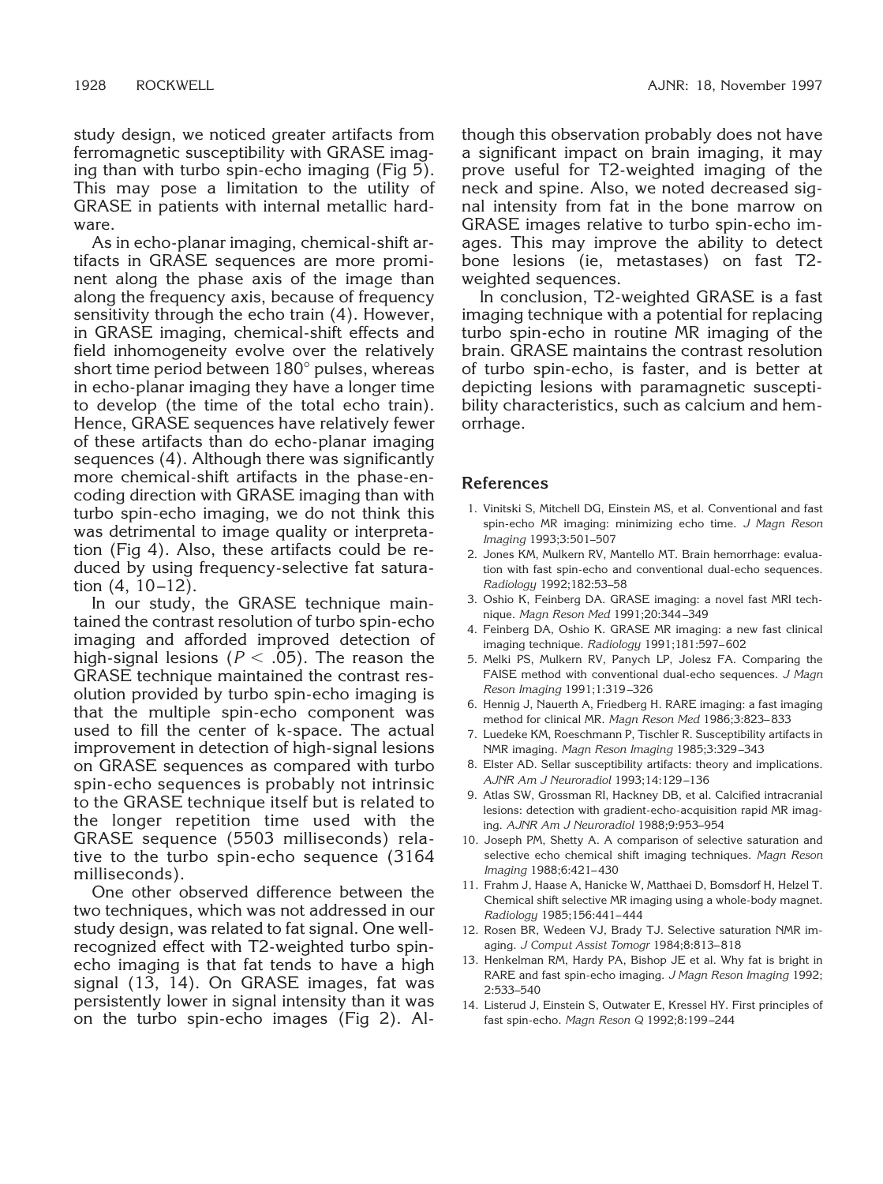study design, we noticed greater artifacts from ferromagnetic susceptibility with GRASE imaging than with turbo spin-echo imaging (Fig 5). This may pose a limitation to the utility of GRASE in patients with internal metallic hardware.

As in echo-planar imaging, chemical-shift artifacts in GRASE sequences are more prominent along the phase axis of the image than along the frequency axis, because of frequency sensitivity through the echo train (4). However, in GRASE imaging, chemical-shift effects and field inhomogeneity evolve over the relatively short time period between 180° pulses, whereas in echo-planar imaging they have a longer time to develop (the time of the total echo train). Hence, GRASE sequences have relatively fewer of these artifacts than do echo-planar imaging sequences (4). Although there was significantly more chemical-shift artifacts in the phase-encoding direction with GRASE imaging than with turbo spin-echo imaging, we do not think this was detrimental to image quality or interpretation (Fig 4). Also, these artifacts could be reduced by using frequency-selective fat saturation (4, 10–12).

In our study, the GRASE technique maintained the contrast resolution of turbo spin-echo imaging and afforded improved detection of high-signal lesions ($P < .05$). The reason the GRASE technique maintained the contrast resolution provided by turbo spin-echo imaging is that the multiple spin-echo component was used to fill the center of k-space. The actual improvement in detection of high-signal lesions on GRASE sequences as compared with turbo spin-echo sequences is probably not intrinsic to the GRASE technique itself but is related to the longer repetition time used with the GRASE sequence (5503 milliseconds) relative to the turbo spin-echo sequence (3164 milliseconds).

One other observed difference between the two techniques, which was not addressed in our study design, was related to fat signal. One well-recognized effect with T2-weighted turbo spin-echo imaging is that fat tends to have a high signal (13, 14). On GRASE images, fat was persistently lower in signal intensity than it was on the turbo spin-echo images (Fig 2). Although this observation probably does not have a significant impact on brain imaging, it may prove useful for T2-weighted imaging of the neck and spine. Also, we noted decreased signal intensity from fat in the bone marrow on GRASE images relative to turbo spin-echo images. This may improve the ability to detect bone lesions (ie, metastases) on fast T2-weighted sequences.

In conclusion, T2-weighted GRASE is a fast imaging technique with a potential for replacing turbo spin-echo in routine MR imaging of the brain. GRASE maintains the contrast resolution of turbo spin-echo, is faster, and is better at depicting lesions with paramagnetic susceptibility characteristics, such as calcium and hemorrhage.

## References

1. Vinitski S, Mitchell DG, Einstein MS, et al. Conventional and fast spin-echo MR imaging: minimizing echo time. *J Magn Reson Imaging* 1993;3:501–507
2. Jones KM, Mulkern RV, Mantello MT. Brain hemorrhage: evaluation with fast spin-echo and conventional dual-echo sequences. *Radiology* 1992;182:53–58
3. Oshio K, Feinberg DA. GRASE imaging: a novel fast MRI technique. *Magn Reson Med* 1991;20:344–349
4. Feinberg DA, Oshio K. GRASE MR imaging: a new fast clinical imaging technique. *Radiology* 1991;181:597–602
5. Melki PS, Mulkern RV, Panych LP, Jolesz FA. Comparing the FAISE method with conventional dual-echo sequences. *J Magn Reson Imaging* 1991;1:319–326
6. Hennig J, Nauerth A, Friedberg H. RARE imaging: a fast imaging method for clinical MR. *Magn Reson Med* 1986;3:823–833
7. Luedeke KM, Roeschmann P, Tischler R. Susceptibility artifacts in NMR imaging. *Magn Reson Imaging* 1985;3:329–343
8. Elster AD. Sellar susceptibility artifacts: theory and implications. *AJNR Am J Neuroradiol* 1993;14:129–136
9. Atlas SW, Grossman RI, Hackney DB, et al. Calcified intracranial lesions: detection with gradient-echo-acquisition rapid MR imaging. *AJNR Am J Neuroradiol* 1988;9:953–954
10. Joseph PM, Shetty A. A comparison of selective saturation and selective echo chemical shift imaging techniques. *Magn Reson Imaging* 1988;6:421–430
11. Frahm J, Haase A, Hanicke W, Matthaei D, Bomsdorf H, Helzel T. Chemical shift selective MR imaging using a whole-body magnet. *Radiology* 1985;156:441–444
12. Rosen BR, Wedeen VJ, Brady TJ. Selective saturation NMR imaging. *J Comput Assist Tomogr* 1984;8:813–818
13. Henkelman RM, Hardy PA, Bishop JE et al. Why fat is bright in RARE and fast spin-echo imaging. *J Magn Reson Imaging* 1992; 2:533–540
14. Listerud J, Einstein S, Outwater E, Kressel HY. First principles of fast spin-echo. *Magn Reson Q* 1992;8:199–244